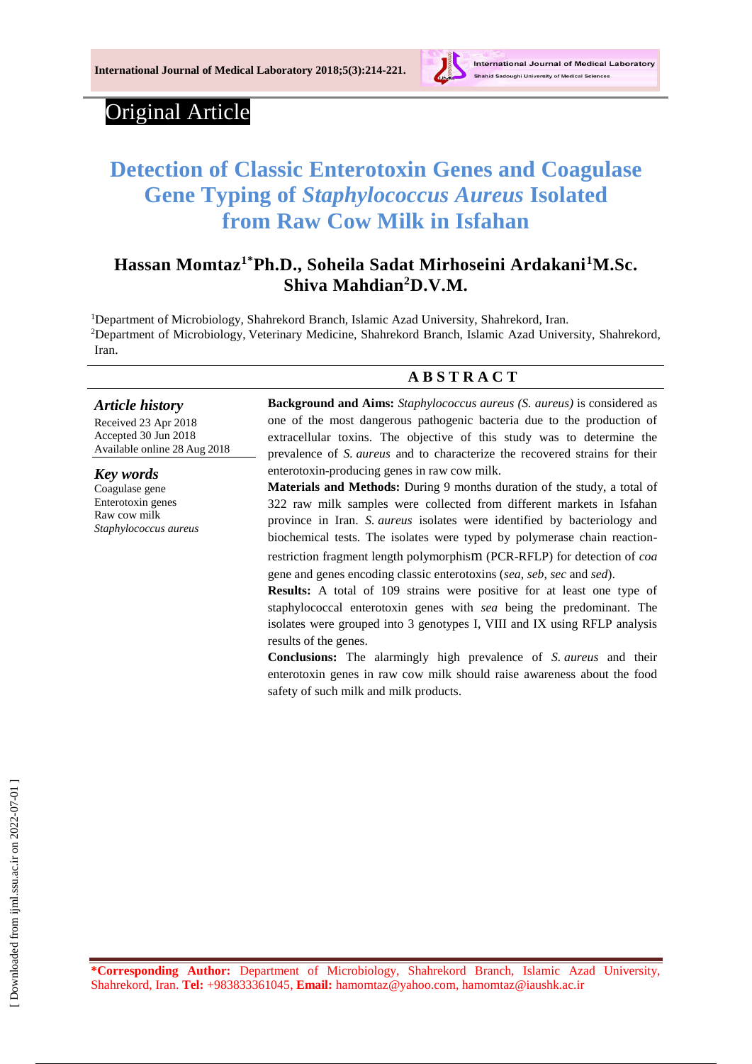Original Article

# Detection of Classic Enterotoxin Genes and Coagulase Gene Typing of *Staphylococcus Aureus* Isolated from Raw Cow Milk in Isfahan

**Hassan Momtaz[1*] Ph.D., Soheila Sadat Mirhoseini Ardakani[1] M.Sc. Shiva Mahdian[2] D.V.M.**

[1]Department of Microbiology, Shahrekord Branch, Islamic Azad University, Shahrekord, Iran.
[2]Department of Microbiology, Veterinary Medicine, Shahrekord Branch, Islamic Azad University, Shahrekord, Iran.

### *Article history*

Received 23 Apr 2018
Accepted 30 Jun 2018
Available online 28 Aug 2018

### *Key words*

Coagulase gene
Enterotoxin genes
Raw cow milk
*Staphylococcus aureus*

## ABSTRACT

**Background and Aims:** *Staphylococcus aureus (S. aureus)* is considered as one of the most dangerous pathogenic bacteria due to the production of extracellular toxins. The objective of this study was to determine the prevalence of *S. aureus* and to characterize the recovered strains for their enterotoxin-producing genes in raw cow milk.

**Materials and Methods:** During 9 months duration of the study, a total of 322 raw milk samples were collected from different markets in Isfahan province in Iran. *S. aureus* isolates were identified by bacteriology and biochemical tests. The isolates were typed by polymerase chain reaction-restriction fragment length polymorphism (PCR-RFLP) for detection of *coa* gene and genes encoding classic enterotoxins (*sea*, *seb*, *sec* and *sed*).

**Results:** A total of 109 strains were positive for at least one type of staphylococcal enterotoxin genes with *sea* being the predominant. The isolates were grouped into 3 genotypes I, VIII and IX using RFLP analysis results of the genes.

**Conclusions:** The alarmingly high prevalence of *S. aureus* and their enterotoxin genes in raw cow milk should raise awareness about the food safety of such milk and milk products.

**\*Corresponding Author:** Department of Microbiology, Shahrekord Branch, Islamic Azad University, Shahrekord, Iran. **Tel:** +983833361045, **Email:** hamomtaz@yahoo.com, hamomtaz@iaushk.ac.ir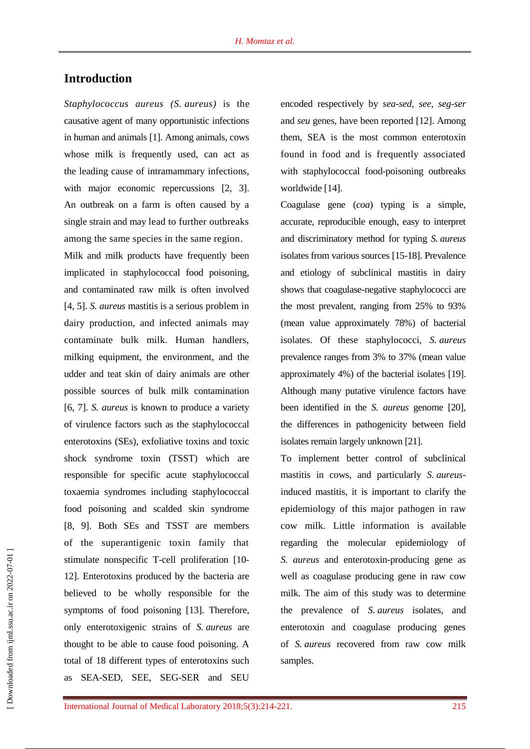## Introduction

*Staphylococcus aureus (S. aureus)* is the causative agent of many opportunistic infections in human and animals [1]. Among animals, cows whose milk is frequently used, can act as the leading cause of intramammary infections, with major economic repercussions [2, 3]. An outbreak on a farm is often caused by a single strain and may lead to further outbreaks among the same species in the same region.

Milk and milk products have frequently been implicated in staphylococcal food poisoning, and contaminated raw milk is often involved [4, 5]. *S. aureus* mastitis is a serious problem in dairy production, and infected animals may contaminate bulk milk. Human handlers, milking equipment, the environment, and the udder and teat skin of dairy animals are other possible sources of bulk milk contamination [6, 7]. *S. aureus* is known to produce a variety of virulence factors such as the staphylococcal enterotoxins (SEs), exfoliative toxins and toxic shock syndrome toxin (TSST) which are responsible for specific acute staphylococcal toxaemia syndromes including staphylococcal food poisoning and scalded skin syndrome [8, 9]. Both SEs and TSST are members of the superantigenic toxin family that stimulate nonspecific T-cell proliferation [10-12]. Enterotoxins produced by the bacteria are believed to be wholly responsible for the symptoms of food poisoning [13]. Therefore, only enterotoxigenic strains of *S. aureus* are thought to be able to cause food poisoning. A total of 18 different types of enterotoxins such as SEA-SED, SEE, SEG-SER and SEU encoded respectively by *sea-sed, see, seg-ser* and *seu* genes, have been reported [12]. Among them, SEA is the most common enterotoxin found in food and is frequently associated with staphylococcal food-poisoning outbreaks worldwide [14].

Coagulase gene (*coa*) typing is a simple, accurate, reproducible enough, easy to interpret and discriminatory method for typing *S. aureus* isolates from various sources [15-18]. Prevalence and etiology of subclinical mastitis in dairy shows that coagulase-negative staphylococci are the most prevalent, ranging from 25% to 93% (mean value approximately 78%) of bacterial isolates. Of these staphylococci, *S. aureus* prevalence ranges from 3% to 37% (mean value approximately 4%) of the bacterial isolates [19]. Although many putative virulence factors have been identified in the *S. aureus* genome [20], the differences in pathogenicity between field isolates remain largely unknown [21].

To implement better control of subclinical mastitis in cows, and particularly *S. aureus*-induced mastitis, it is important to clarify the epidemiology of this major pathogen in raw cow milk. Little information is available regarding the molecular epidemiology of *S. aureus* and enterotoxin-producing gene as well as coagulase producing gene in raw cow milk. The aim of this study was to determine the prevalence of *S. aureus* isolates, and enterotoxin and coagulase producing genes of *S. aureus* recovered from raw cow milk samples.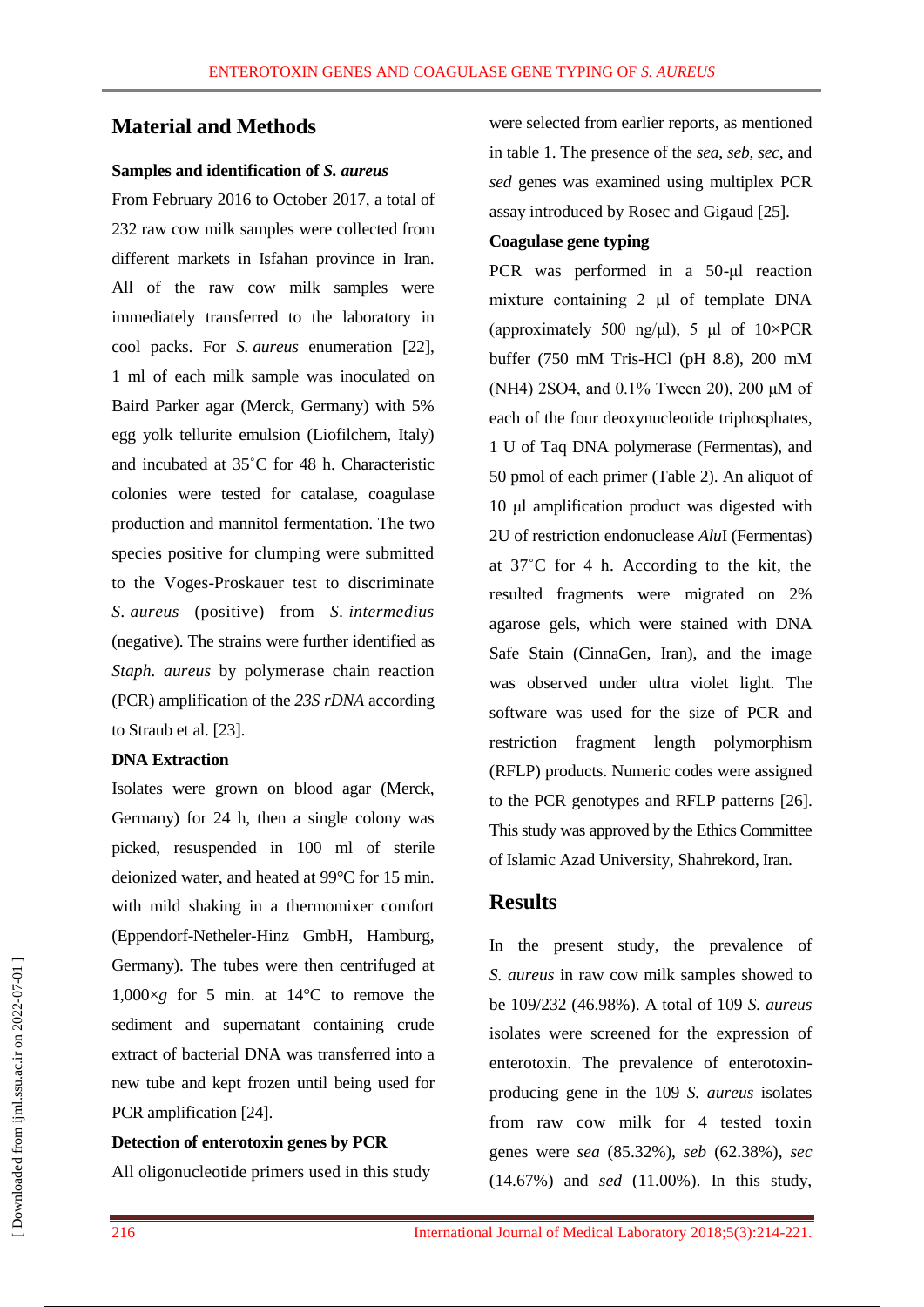## Material and Methods

### Samples and identification of *S. aureus*

From February 2016 to October 2017, a total of 232 raw cow milk samples were collected from different markets in Isfahan province in Iran. All of the raw cow milk samples were immediately transferred to the laboratory in cool packs. For *S. aureus* enumeration [22], 1 ml of each milk sample was inoculated on Baird Parker agar (Merck, Germany) with 5% egg yolk tellurite emulsion (Liofilchem, Italy) and incubated at 35˚C for 48 h. Characteristic colonies were tested for catalase, coagulase production and mannitol fermentation. The two species positive for clumping were submitted to the Voges-Proskauer test to discriminate *S. aureus* (positive) from *S. intermedius* (negative). The strains were further identified as *Staph. aureus* by polymerase chain reaction (PCR) amplification of the *23S rDNA* according to Straub et al. [23].

### DNA Extraction

Isolates were grown on blood agar (Merck, Germany) for 24 h, then a single colony was picked, resuspended in 100 ml of sterile deionized water, and heated at 99°C for 15 min. with mild shaking in a thermomixer comfort (Eppendorf-Netheler-Hinz GmbH, Hamburg, Germany). The tubes were then centrifuged at 1,000×*g* for 5 min. at 14°C to remove the sediment and supernatant containing crude extract of bacterial DNA was transferred into a new tube and kept frozen until being used for PCR amplification [24].

### Detection of enterotoxin genes by PCR

All oligonucleotide primers used in this study were selected from earlier reports, as mentioned in table 1. The presence of the *sea*, *seb*, *sec*, and *sed* genes was examined using multiplex PCR assay introduced by Rosec and Gigaud [25].

### Coagulase gene typing

PCR was performed in a 50-µl reaction mixture containing 2 µl of template DNA (approximately 500 ng/µl), 5 µl of 10×PCR buffer (750 mM Tris-HCl (pH 8.8), 200 mM $(NH_4)_2SO_4$, and 0.1% Tween 20), 200 µM of each of the four deoxynucleotide triphosphates, 1 U of Taq DNA polymerase (Fermentas), and 50 pmol of each primer (Table 2). An aliquot of 10 µl amplification product was digested with 2U of restriction endonuclease *Alu*I (Fermentas) at 37˚C for 4 h. According to the kit, the resulted fragments were migrated on 2% agarose gels, which were stained with DNA Safe Stain (CinnaGen, Iran), and the image was observed under ultra violet light. The software was used for the size of PCR and restriction fragment length polymorphism (RFLP) products. Numeric codes were assigned to the PCR genotypes and RFLP patterns [26]. This study was approved by the Ethics Committee of Islamic Azad University, Shahrekord, Iran.

## Results

In the present study, the prevalence of *S. aureus* in raw cow milk samples showed to be 109/232 (46.98%). A total of 109 *S. aureus* isolates were screened for the expression of enterotoxin. The prevalence of enterotoxin-producing gene in the 109 *S. aureus* isolates from raw cow milk for 4 tested toxin genes were *sea* (85.32%), *seb* (62.38%), *sec* (14.67%) and *sed* (11.00%). In this study,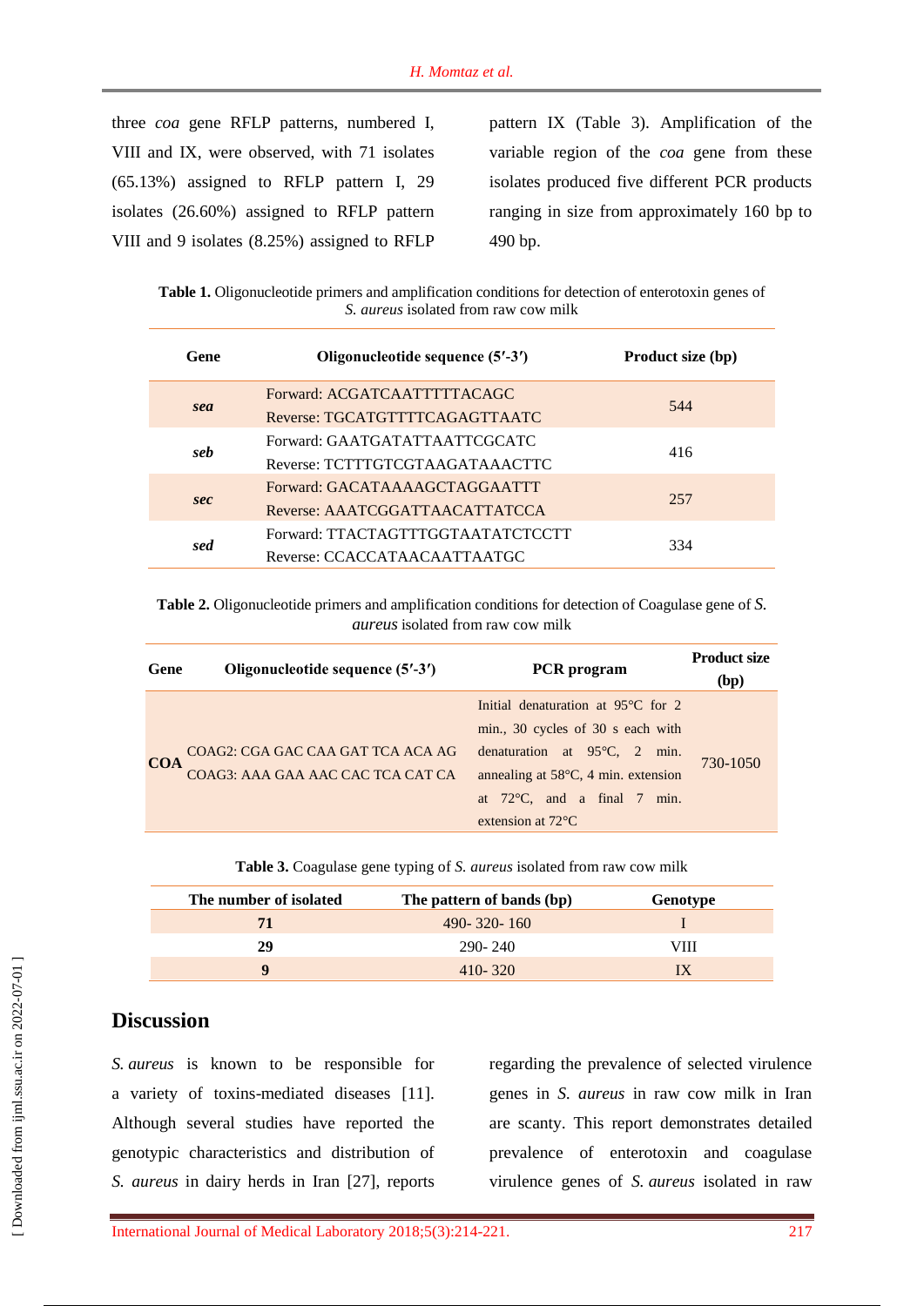three *coa* gene RFLP patterns, numbered I, VIII and IX, were observed, with 71 isolates (65.13%) assigned to RFLP pattern I, 29 isolates (26.60%) assigned to RFLP pattern VIII and 9 isolates (8.25%) assigned to RFLP pattern IX (Table 3). Amplification of the variable region of the *coa* gene from these isolates produced five different PCR products ranging in size from approximately 160 bp to 490 bp.

**Table 1.** Oligonucleotide primers and amplification conditions for detection of enterotoxin genes of *S. aureus* isolated from raw cow milk

| Gene | Oligonucleotide sequence (5′-3′) | Product size (bp) |
|---|---|---|
| *sea* | Forward: ACGATCAATTTTTACAGC<br>Reverse: TGCATGTTTTCAGAGTTAATC | 544 |
| *seb* | Forward: GAATGATATTAATTCGCATC<br>Reverse: TCTTTGTCGTAAGATAAACTTC | 416 |
| *sec* | Forward: GACATAAAAGCTAGGAATTT<br>Reverse: AAATCGGATTAACATTATCCA | 257 |
| *sed* | Forward: TTACTAGTTTGGTAATATCTCCTT<br>Reverse: CCACCATAACAATTAATGC | 334 |

**Table 2.** Oligonucleotide primers and amplification conditions for detection of Coagulase gene of *S. aureus* isolated from raw cow milk

| Gene | Oligonucleotide sequence (5′-3′) | PCR program | Product size (bp) |
|---|---|---|---|
| COA | COAG2: CGA GAC CAA GAT TCA ACA AG<br>COAG3: AAA GAA AAC CAC TCA CAT CA | Initial denaturation at 95°C for 2 min., 30 cycles of 30 s each with denaturation at 95°C, 2 min. annealing at 58°C, 4 min. extension at 72°C, and a final 7 min. extension at 72°C | 730-1050 |

**Table 3.** Coagulase gene typing of *S. aureus* isolated from raw cow milk

| The number of isolated | The pattern of bands (bp) | Genotype |
|---|---|---|
| **71** | 490- 320- 160 | I |
| **29** | 290- 240 | VIII |
| **9** | 410- 320 | IX |

## Discussion

*S. aureus* is known to be responsible for a variety of toxins-mediated diseases [11]. Although several studies have reported the genotypic characteristics and distribution of *S. aureus* in dairy herds in Iran [27], reports regarding the prevalence of selected virulence genes in *S. aureus* in raw cow milk in Iran are scanty. This report demonstrates detailed prevalence of enterotoxin and coagulase virulence genes of *S. aureus* isolated in raw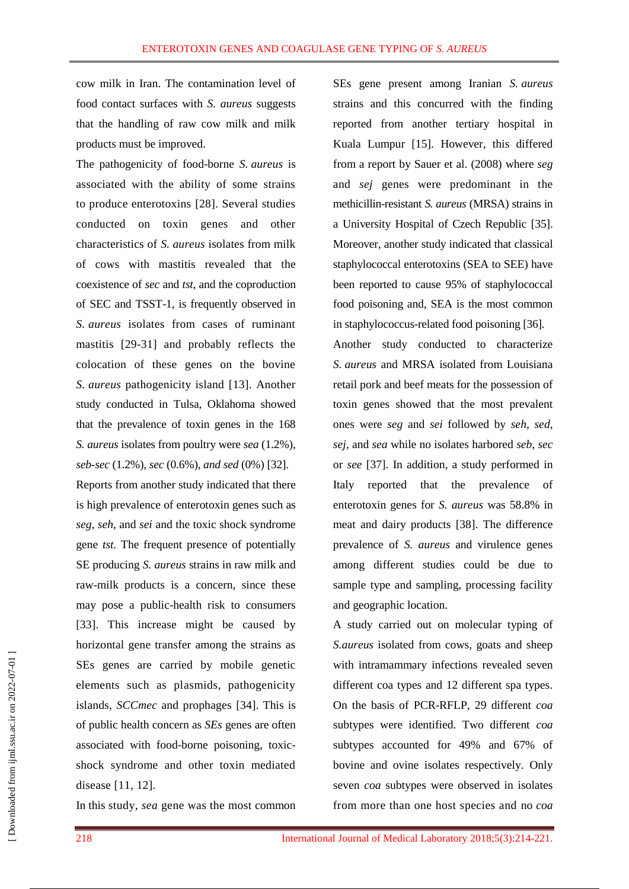cow milk in Iran. The contamination level of food contact surfaces with *S. aureus* suggests that the handling of raw cow milk and milk products must be improved.

The pathogenicity of food-borne *S. aureus* is associated with the ability of some strains to produce enterotoxins [28]. Several studies conducted on toxin genes and other characteristics of *S. aureus* isolates from milk of cows with mastitis revealed that the coexistence of *sec* and *tst*, and the coproduction of SEC and TSST-1, is frequently observed in *S. aureus* isolates from cases of ruminant mastitis [29-31] and probably reflects the colocation of these genes on the bovine *S. aureus* pathogenicity island [13]. Another study conducted in Tulsa, Oklahoma showed that the prevalence of toxin genes in the 168 *S. aureus* isolates from poultry were *sea* (1.2%), *seb-sec* (1.2%), *sec* (0.6%), *and sed* (0%) [32].

Reports from another study indicated that there is high prevalence of enterotoxin genes such as *seg*, *seh*, and *sei* and the toxic shock syndrome gene *tst.* The frequent presence of potentially SE producing *S. aureus* strains in raw milk and raw-milk products is a concern, since these may pose a public-health risk to consumers [33]. This increase might be caused by horizontal gene transfer among the strains as SEs genes are carried by mobile genetic elements such as plasmids, pathogenicity islands, *SCCmec* and prophages [34]. This is of public health concern as *SEs* genes are often associated with food-borne poisoning, toxic-shock syndrome and other toxin mediated disease [11, 12].

In this study, *sea* gene was the most common SEs gene present among Iranian *S. aureus* strains and this concurred with the finding reported from another tertiary hospital in Kuala Lumpur [15]. However, this differed from a report by Sauer et al. (2008) where *seg* and *sej* genes were predominant in the methicillin-resistant *S. aureus* (MRSA) strains in a University Hospital of Czech Republic [35]. Moreover, another study indicated that classical staphylococcal enterotoxins (SEA to SEE) have been reported to cause 95% of staphylococcal food poisoning and, SEA is the most common in staphylococcus-related food poisoning [36].

Another study conducted to characterize *S. aureus* and MRSA isolated from Louisiana retail pork and beef meats for the possession of toxin genes showed that the most prevalent ones were *seg* and *sei* followed by *seh*, *sed*, *sej*, and *sea* while no isolates harbored *seb*, *sec* or *see* [37]. In addition, a study performed in Italy reported that the prevalence of enterotoxin genes for *S. aureus* was 58.8% in meat and dairy products [38]. The difference prevalence of *S. aureus* and virulence genes among different studies could be due to sample type and sampling, processing facility and geographic location.

A study carried out on molecular typing of *S.aureus* isolated from cows, goats and sheep with intramammary infections revealed seven different coa types and 12 different spa types. On the basis of PCR-RFLP, 29 different *coa* subtypes were identified. Two different *coa* subtypes accounted for 49% and 67% of bovine and ovine isolates respectively. Only seven *coa* subtypes were observed in isolates from more than one host species and no *coa*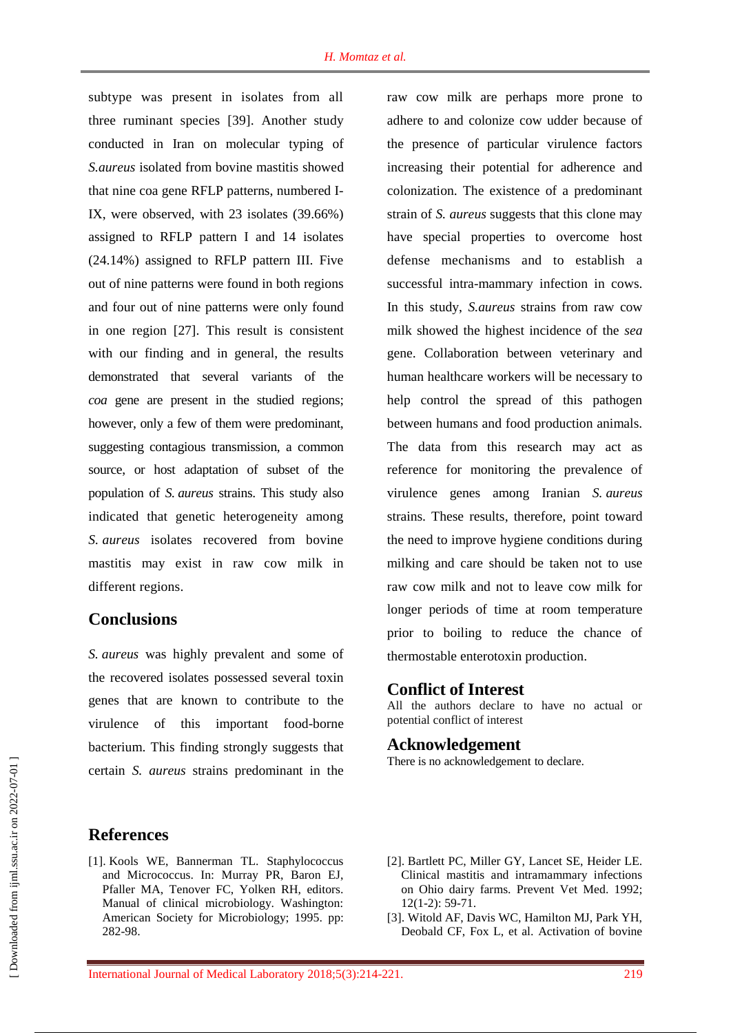subtype was present in isolates from all three ruminant species [39]. Another study conducted in Iran on molecular typing of *S.aureus* isolated from bovine mastitis showed that nine coa gene RFLP patterns, numbered I-IX, were observed, with 23 isolates (39.66%) assigned to RFLP pattern I and 14 isolates (24.14%) assigned to RFLP pattern III. Five out of nine patterns were found in both regions and four out of nine patterns were only found in one region [27]. This result is consistent with our finding and in general, the results demonstrated that several variants of the *coa* gene are present in the studied regions; however, only a few of them were predominant, suggesting contagious transmission, a common source, or host adaptation of subset of the population of *S. aureus* strains. This study also indicated that genetic heterogeneity among *S. aureus* isolates recovered from bovine mastitis may exist in raw cow milk in different regions.

## Conclusions

*S. aureus* was highly prevalent and some of the recovered isolates possessed several toxin genes that are known to contribute to the virulence of this important food-borne bacterium. This finding strongly suggests that certain *S. aureus* strains predominant in the raw cow milk are perhaps more prone to adhere to and colonize cow udder because of the presence of particular virulence factors increasing their potential for adherence and colonization. The existence of a predominant strain of *S. aureus* suggests that this clone may have special properties to overcome host defense mechanisms and to establish a successful intra-mammary infection in cows. In this study, *S.aureus* strains from raw cow milk showed the highest incidence of the *sea* gene. Collaboration between veterinary and human healthcare workers will be necessary to help control the spread of this pathogen between humans and food production animals. The data from this research may act as reference for monitoring the prevalence of virulence genes among Iranian *S. aureus* strains. These results, therefore, point toward the need to improve hygiene conditions during milking and care should be taken not to use raw cow milk and not to leave cow milk for longer periods of time at room temperature prior to boiling to reduce the chance of thermostable enterotoxin production.

## Conflict of Interest

All the authors declare to have no actual or potential conflict of interest

## Acknowledgement

There is no acknowledgement to declare.

## References

[1]. Kools WE, Bannerman TL. Staphylococcus and Micrococcus. In: Murray PR, Baron EJ, Pfaller MA, Tenover FC, Yolken RH, editors. Manual of clinical microbiology. Washington: American Society for Microbiology; 1995. pp: 282-98.

[2]. Bartlett PC, Miller GY, Lancet SE, Heider LE. Clinical mastitis and intramammary infections on Ohio dairy farms. Prevent Vet Med. 1992; 12(1-2): 59-71.

[3]. Witold AF, Davis WC, Hamilton MJ, Park YH, Deobald CF, Fox L, et al. Activation of bovine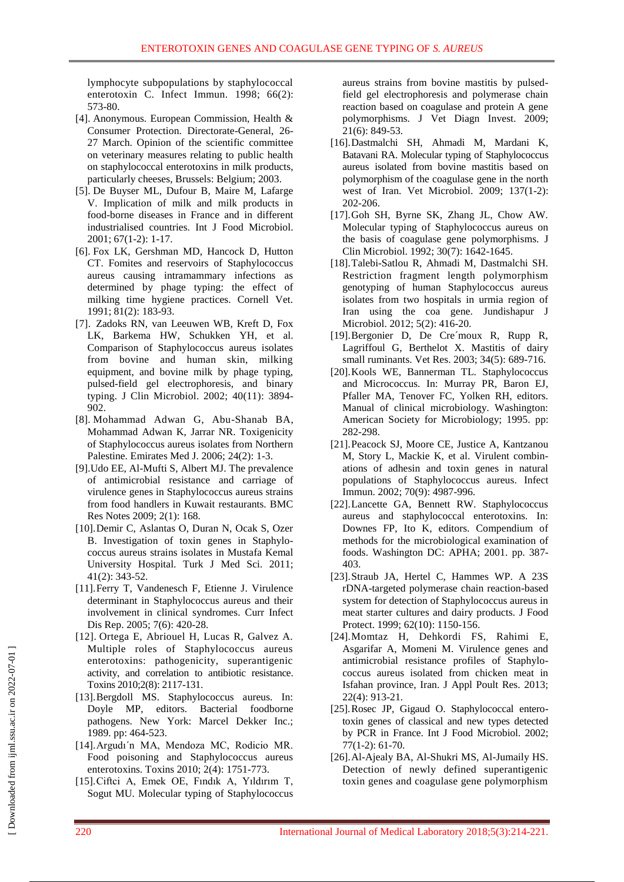lymphocyte subpopulations by staphylococcal enterotoxin C. Infect Immun. 1998; 66(2): 573-80.

[4]. Anonymous. European Commission, Health & Consumer Protection. Directorate-General, 26-27 March. Opinion of the scientific committee on veterinary measures relating to public health on staphylococcal enterotoxins in milk products, particularly cheeses, Brussels: Belgium; 2003.

[5]. De Buyser ML, Dufour B, Maire M, Lafarge V. Implication of milk and milk products in food-borne diseases in France and in different industrialised countries. Int J Food Microbiol. 2001; 67(1-2): 1-17.

[6]. Fox LK, Gershman MD, Hancock D, Hutton CT. Fomites and reservoirs of Staphylococcus aureus causing intramammary infections as determined by phage typing: the effect of milking time hygiene practices. Cornell Vet. 1991; 81(2): 183-93.

[7]. Zadoks RN, van Leeuwen WB, Kreft D, Fox LK, Barkema HW, Schukken YH, et al. Comparison of Staphylococcus aureus isolates from bovine and human skin, milking equipment, and bovine milk by phage typing, pulsed-field gel electrophoresis, and binary typing. J Clin Microbiol. 2002; 40(11): 3894-902.

[8]. Mohammad Adwan G, Abu-Shanab BA, Mohammad Adwan K, Jarrar NR. Toxigenicity of Staphylococcus aureus isolates from Northern Palestine. Emirates Med J. 2006; 24(2): 1-3.

[9]. Udo EE, Al-Mufti S, Albert MJ. The prevalence of antimicrobial resistance and carriage of virulence genes in Staphylococcus aureus strains from food handlers in Kuwait restaurants. BMC Res Notes 2009; 2(1): 108.

[10]. Demir C, Aslantas O, Duran N, Ocak S, Ozer B. Investigation of toxin genes in Staphylococcus aureus strains isolates in Mustafa Kemal University Hospital. Turk J Med Sci. 2011; 41(2): 343-52.

[11]. Ferry T, Vandenesch F, Etienne J. Virulence determinant in Staphylococcus aureus and their involvement in clinical syndromes. Curr Infect Dis Rep. 2005; 7(6): 420-28.

[12]. Ortega E, Abriouel H, Lucas R, Galvez A. Multiple roles of Staphylococcus aureus enterotoxins: pathogenicity, superantigenic activity, and correlation to antibiotic resistance. Toxins 2010;2(8): 2117-131.

[13]. Bergdoll MS. Staphylococcus aureus. In: Doyle MP, editors. Bacterial foodborne pathogens. New York: Marcel Dekker Inc.; 1989. pp: 464-523.

[14]. Argudı´n MA, Mendoza MC, Rodicio MR. Food poisoning and Staphylococcus aureus enterotoxins. Toxins 2010; 2(4): 1751-773.

[15]. Ciftci A, Emek OE, Fındık A, Yıldırım T, Sogut MU. Molecular typing of Staphylococcus aureus strains from bovine mastitis by pulsed-field gel electrophoresis and polymerase chain reaction based on coagulase and protein A gene polymorphisms. J Vet Diagn Invest. 2009; 21(6): 849-53.

[16]. Dastmalchi SH, Ahmadi M, Mardani K, Batavani RA. Molecular typing of Staphylococcus aureus isolated from bovine mastitis based on polymorphism of the coagulase gene in the north west of Iran. Vet Microbiol. 2009; 137(1-2): 202-206.

[17]. Goh SH, Byrne SK, Zhang JL, Chow AW. Molecular typing of Staphylococcus aureus on the basis of coagulase gene polymorphisms. J Clin Microbiol. 1992; 30(7): 1642-1645.

[18]. Talebi-Satlou R, Ahmadi M, Dastmalchi SH. Restriction fragment length polymorphism genotyping of human Staphylococcus aureus isolates from two hospitals in urmia region of Iran using the coa gene. Jundishapur J Microbiol. 2012; 5(2): 416-20.

[19]. Bergonier D, De Cre´moux R, Rupp R, Lagriffoul G, Berthelot X. Mastitis of dairy small ruminants. Vet Res. 2003; 34(5): 689-716.

[20]. Kools WE, Bannerman TL. Staphylococcus and Micrococcus. In: Murray PR, Baron EJ, Pfaller MA, Tenover FC, Yolken RH, editors. Manual of clinical microbiology. Washington: American Society for Microbiology; 1995. pp: 282-298.

[21]. Peacock SJ, Moore CE, Justice A, Kantzanou M, Story L, Mackie K, et al. Virulent combinations of adhesin and toxin genes in natural populations of Staphylococcus aureus. Infect Immun. 2002; 70(9): 4987-996.

[22]. Lancette GA, Bennett RW. Staphylococcus aureus and staphylococcal enterotoxins. In: Downes FP, Ito K, editors. Compendium of methods for the microbiological examination of foods. Washington DC: APHA; 2001. pp. 387-403.

[23]. Straub JA, Hertel C, Hammes WP. A 23S rDNA-targeted polymerase chain reaction-based system for detection of Staphylococcus aureus in meat starter cultures and dairy products. J Food Protect. 1999; 62(10): 1150-156.

[24]. Momtaz H, Dehkordi FS, Rahimi E, Asgarifar A, Momeni M. Virulence genes and antimicrobial resistance profiles of Staphylococcus aureus isolated from chicken meat in Isfahan province, Iran. J Appl Poult Res. 2013; 22(4): 913-21.

[25]. Rosec JP, Gigaud O. Staphylococcal enterotoxin genes of classical and new types detected by PCR in France. Int J Food Microbiol. 2002; 77(1-2): 61-70.

[26]. Al-Ajealy BA, Al-Shukri MS, Al-Jumaily HS. Detection of newly defined superantigenic toxin genes and coagulase gene polymorphism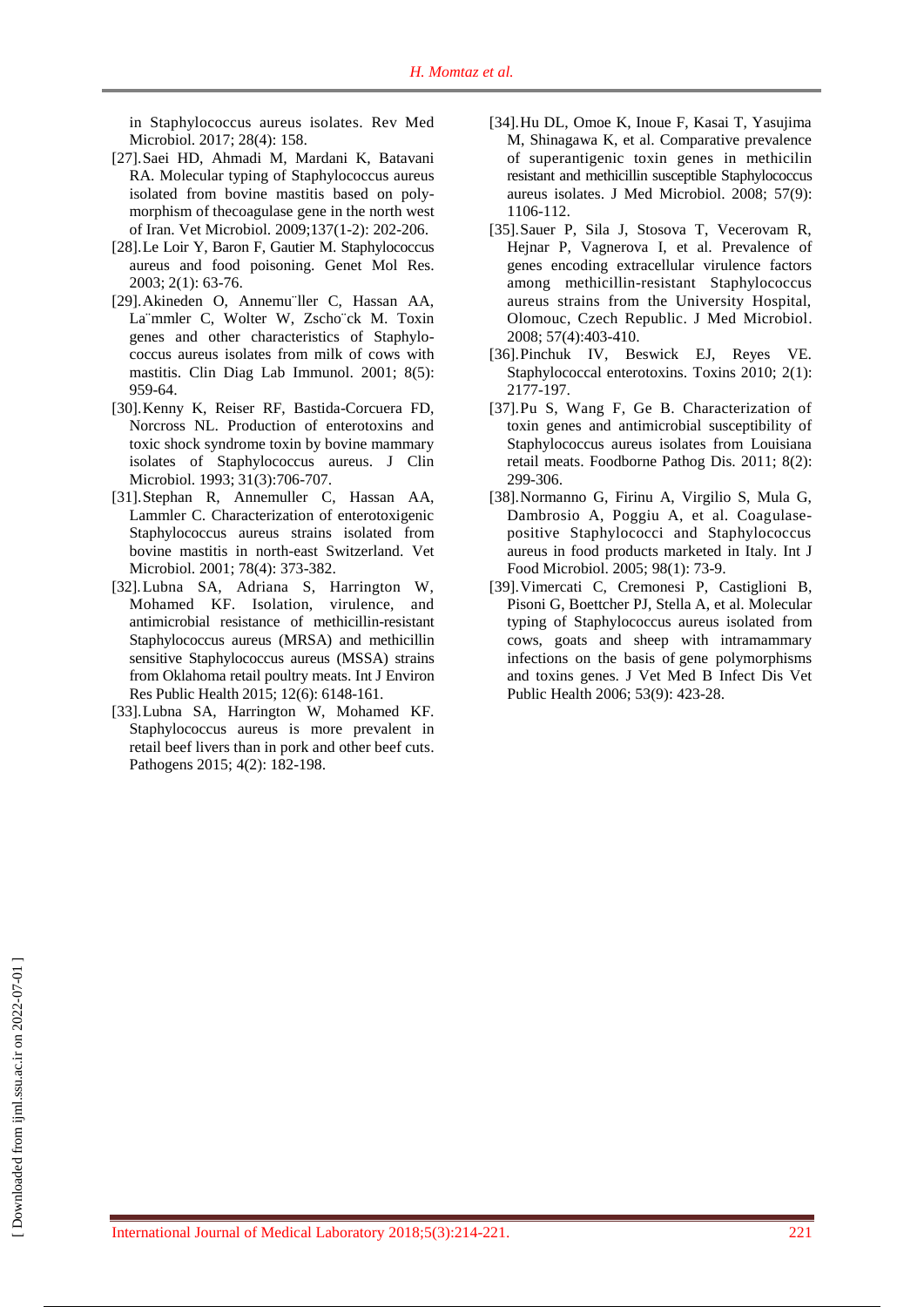in Staphylococcus aureus isolates. Rev Med Microbiol. 2017; 28(4): 158.

[27]. Saei HD, Ahmadi M, Mardani K, Batavani RA. Molecular typing of Staphylococcus aureus isolated from bovine mastitis based on polymorphism of thecoagulase gene in the north west of Iran. Vet Microbiol. 2009;137(1-2): 202-206.

[28]. Le Loir Y, Baron F, Gautier M. Staphylococcus aureus and food poisoning. Genet Mol Res. 2003; 2(1): 63-76.

[29]. Akineden O, Annemu¨ller C, Hassan AA, La¨mmler C, Wolter W, Zscho¨ck M. Toxin genes and other characteristics of Staphylococcus aureus isolates from milk of cows with mastitis. Clin Diag Lab Immunol. 2001; 8(5): 959-64.

[30]. Kenny K, Reiser RF, Bastida-Corcuera FD, Norcross NL. Production of enterotoxins and toxic shock syndrome toxin by bovine mammary isolates of Staphylococcus aureus. J Clin Microbiol. 1993; 31(3):706-707.

[31]. Stephan R, Annemuller C, Hassan AA, Lammler C. Characterization of enterotoxigenic Staphylococcus aureus strains isolated from bovine mastitis in north-east Switzerland. Vet Microbiol. 2001; 78(4): 373-382.

[32]. Lubna SA, Adriana S, Harrington W, Mohamed KF. Isolation, virulence, and antimicrobial resistance of methicillin-resistant Staphylococcus aureus (MRSA) and methicillin sensitive Staphylococcus aureus (MSSA) strains from Oklahoma retail poultry meats. Int J Environ Res Public Health 2015; 12(6): 6148-161.

[33]. Lubna SA, Harrington W, Mohamed KF. Staphylococcus aureus is more prevalent in retail beef livers than in pork and other beef cuts. Pathogens 2015; 4(2): 182-198.

[34]. Hu DL, Omoe K, Inoue F, Kasai T, Yasujima M, Shinagawa K, et al. Comparative prevalence of superantigenic toxin genes in methicilin resistant and methicillin susceptible Staphylococcus aureus isolates. J Med Microbiol. 2008; 57(9): 1106-112.

[35]. Sauer P, Sila J, Stosova T, Vecerovam R, Hejnar P, Vagnerova I, et al. Prevalence of genes encoding extracellular virulence factors among methicillin-resistant Staphylococcus aureus strains from the University Hospital, Olomouc, Czech Republic. J Med Microbiol. 2008; 57(4):403-410.

[36]. Pinchuk IV, Beswick EJ, Reyes VE. Staphylococcal enterotoxins. Toxins 2010; 2(1): 2177-197.

[37]. Pu S, Wang F, Ge B. Characterization of toxin genes and antimicrobial susceptibility of Staphylococcus aureus isolates from Louisiana retail meats. Foodborne Pathog Dis. 2011; 8(2): 299-306.

[38]. Normanno G, Firinu A, Virgilio S, Mula G, Dambrosio A, Poggiu A, et al. Coagulase-positive Staphylococci and Staphylococcus aureus in food products marketed in Italy. Int J Food Microbiol. 2005; 98(1): 73-9.

[39]. Vimercati C, Cremonesi P, Castiglioni B, Pisoni G, Boettcher PJ, Stella A, et al. Molecular typing of Staphylococcus aureus isolated from cows, goats and sheep with intramammary infections on the basis of gene polymorphisms and toxins genes. J Vet Med B Infect Dis Vet Public Health 2006; 53(9): 423-28.